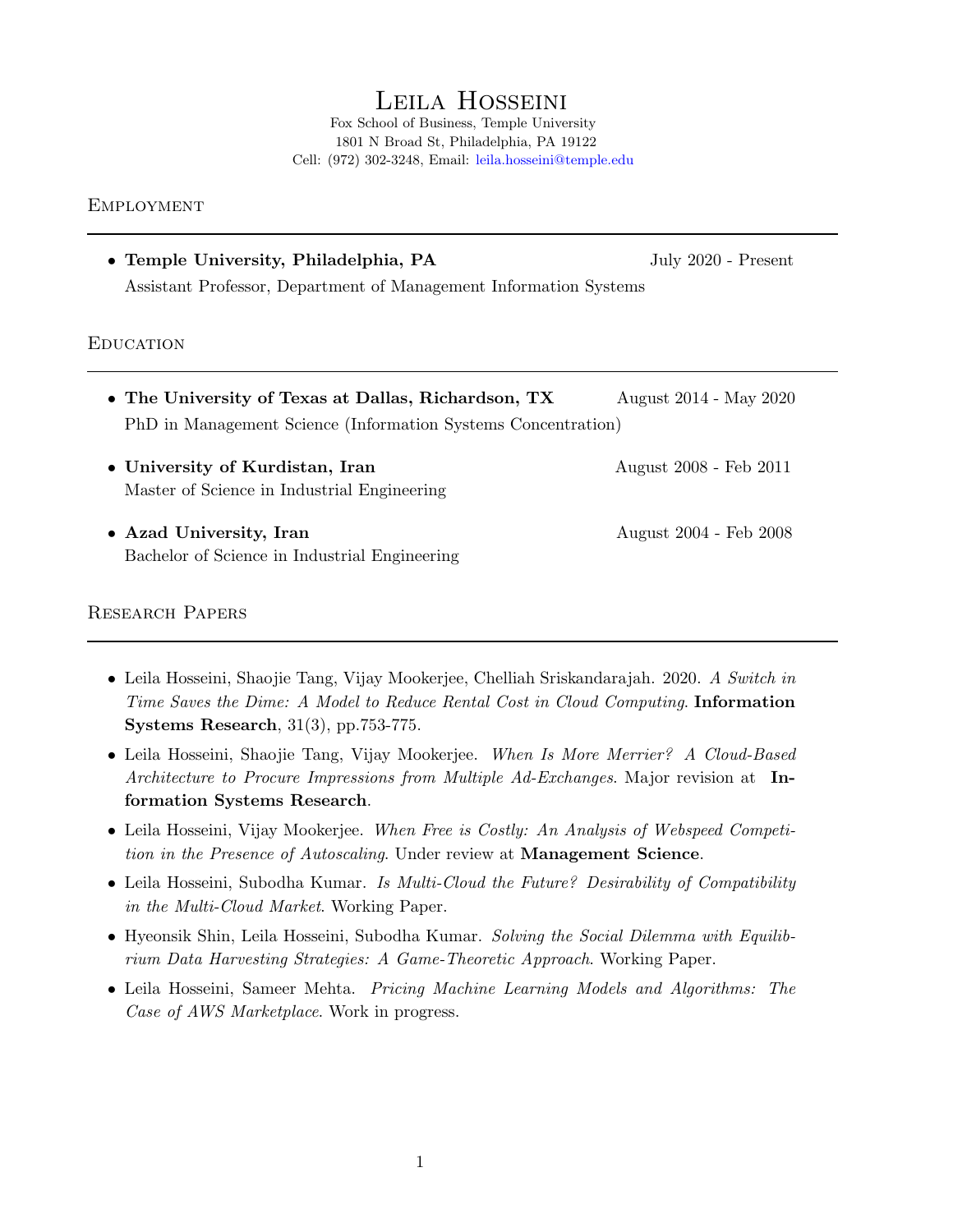# Leila Hosseini

Fox School of Business, Temple University
1801 N Broad St, Philadelphia, PA 19122
Cell: (972) 302-3248, Email: leila.hosseini@temple.edu

## Employment

- **Temple University, Philadelphia, PA** July 2020 - Present
  Assistant Professor, Department of Management Information Systems

## Education

- **The University of Texas at Dallas, Richardson, TX** August 2014 - May 2020
  PhD in Management Science (Information Systems Concentration)
- **University of Kurdistan, Iran** August 2008 - Feb 2011
  Master of Science in Industrial Engineering
- **Azad University, Iran** August 2004 - Feb 2008
  Bachelor of Science in Industrial Engineering

## Research Papers

- Leila Hosseini, Shaojie Tang, Vijay Mookerjee, Chelliah Sriskandarajah. 2020. *A Switch in Time Saves the Dime: A Model to Reduce Rental Cost in Cloud Computing*. **Information Systems Research**, 31(3), pp.753-775.
- Leila Hosseini, Shaojie Tang, Vijay Mookerjee. *When Is More Merrier? A Cloud-Based Architecture to Procure Impressions from Multiple Ad-Exchanges*. Major revision at **Information Systems Research**.
- Leila Hosseini, Vijay Mookerjee. *When Free is Costly: An Analysis of Webspeed Competition in the Presence of Autoscaling*. Under review at **Management Science**.
- Leila Hosseini, Subodha Kumar. *Is Multi-Cloud the Future? Desirability of Compatibility in the Multi-Cloud Market*. Working Paper.
- Hyeonsik Shin, Leila Hosseini, Subodha Kumar. *Solving the Social Dilemma with Equilibrium Data Harvesting Strategies: A Game-Theoretic Approach*. Working Paper.
- Leila Hosseini, Sameer Mehta. *Pricing Machine Learning Models and Algorithms: The Case of AWS Marketplace*. Work in progress.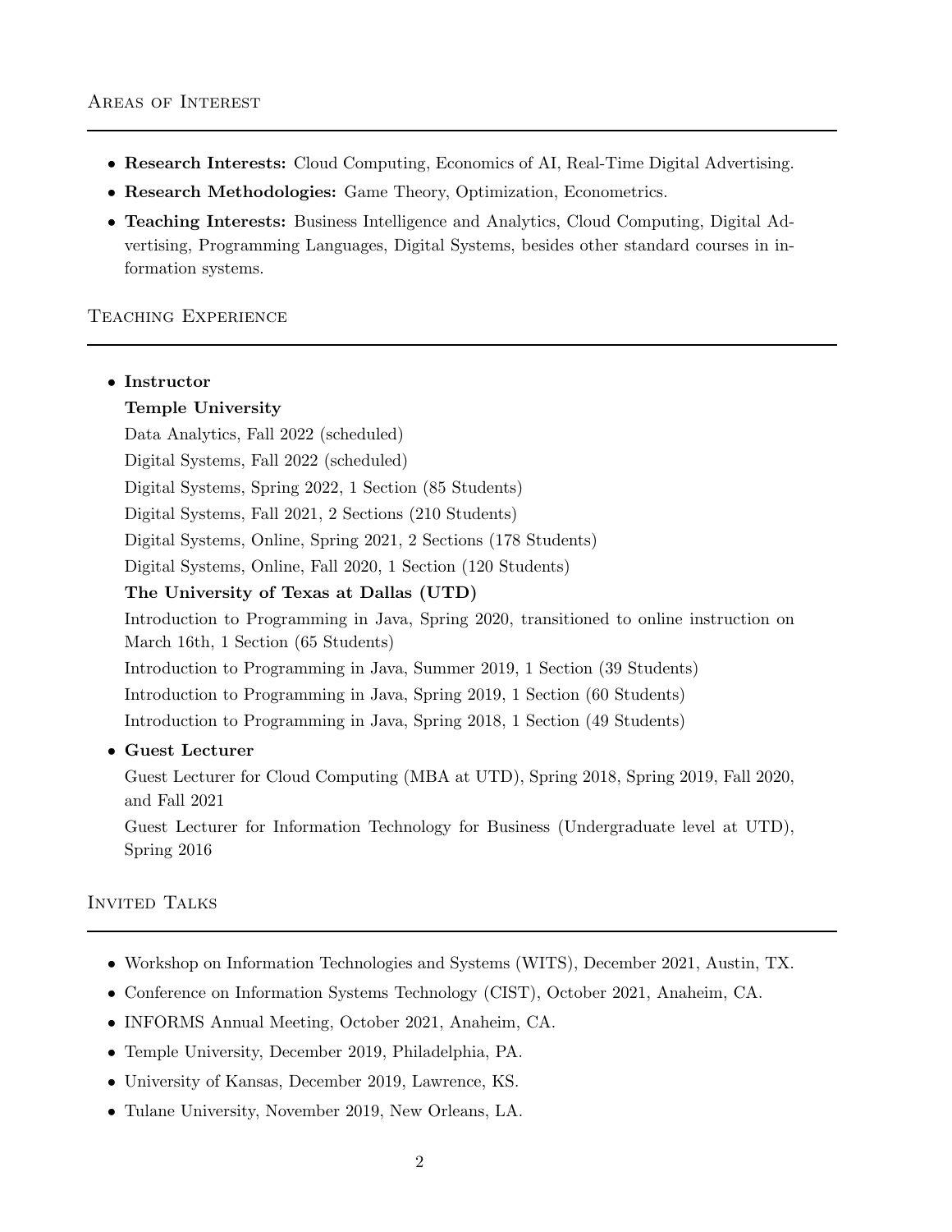## Areas of Interest

- **Research Interests:** Cloud Computing, Economics of AI, Real-Time Digital Advertising.
- **Research Methodologies:** Game Theory, Optimization, Econometrics.
- **Teaching Interests:** Business Intelligence and Analytics, Cloud Computing, Digital Advertising, Programming Languages, Digital Systems, besides other standard courses in information systems.

## Teaching Experience

- **Instructor**

  **Temple University**

  Data Analytics, Fall 2022 (scheduled)

  Digital Systems, Fall 2022 (scheduled)

  Digital Systems, Spring 2022, 1 Section (85 Students)

  Digital Systems, Fall 2021, 2 Sections (210 Students)

  Digital Systems, Online, Spring 2021, 2 Sections (178 Students)

  Digital Systems, Online, Fall 2020, 1 Section (120 Students)

  **The University of Texas at Dallas (UTD)**

  Introduction to Programming in Java, Spring 2020, transitioned to online instruction on March 16th, 1 Section (65 Students)

  Introduction to Programming in Java, Summer 2019, 1 Section (39 Students)

  Introduction to Programming in Java, Spring 2019, 1 Section (60 Students)

  Introduction to Programming in Java, Spring 2018, 1 Section (49 Students)

- **Guest Lecturer**

  Guest Lecturer for Cloud Computing (MBA at UTD), Spring 2018, Spring 2019, Fall 2020, and Fall 2021

  Guest Lecturer for Information Technology for Business (Undergraduate level at UTD), Spring 2016

## Invited Talks

- Workshop on Information Technologies and Systems (WITS), December 2021, Austin, TX.
- Conference on Information Systems Technology (CIST), October 2021, Anaheim, CA.
- INFORMS Annual Meeting, October 2021, Anaheim, CA.
- Temple University, December 2019, Philadelphia, PA.
- University of Kansas, December 2019, Lawrence, KS.
- Tulane University, November 2019, New Orleans, LA.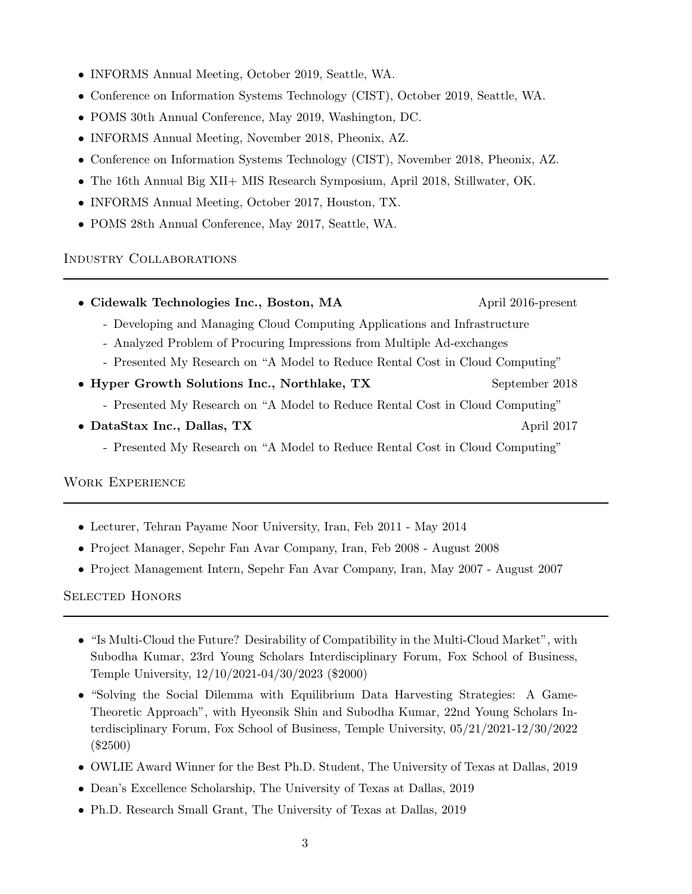- INFORMS Annual Meeting, October 2019, Seattle, WA.
- Conference on Information Systems Technology (CIST), October 2019, Seattle, WA.
- POMS 30th Annual Conference, May 2019, Washington, DC.
- INFORMS Annual Meeting, November 2018, Pheonix, AZ.
- Conference on Information Systems Technology (CIST), November 2018, Pheonix, AZ.
- The 16th Annual Big XII+ MIS Research Symposium, April 2018, Stillwater, OK.
- INFORMS Annual Meeting, October 2017, Houston, TX.
- POMS 28th Annual Conference, May 2017, Seattle, WA.

## Industry Collaborations

- **Cidewalk Technologies Inc., Boston, MA** April 2016-present
  - Developing and Managing Cloud Computing Applications and Infrastructure
  - Analyzed Problem of Procuring Impressions from Multiple Ad-exchanges
  - Presented My Research on "A Model to Reduce Rental Cost in Cloud Computing"
- **Hyper Growth Solutions Inc., Northlake, TX** September 2018
  - Presented My Research on "A Model to Reduce Rental Cost in Cloud Computing"
- **DataStax Inc., Dallas, TX** April 2017
  - Presented My Research on "A Model to Reduce Rental Cost in Cloud Computing"

## Work Experience

- Lecturer, Tehran Payame Noor University, Iran, Feb 2011 - May 2014
- Project Manager, Sepehr Fan Avar Company, Iran, Feb 2008 - August 2008
- Project Management Intern, Sepehr Fan Avar Company, Iran, May 2007 - August 2007

## Selected Honors

- "Is Multi-Cloud the Future? Desirability of Compatibility in the Multi-Cloud Market", with Subodha Kumar, 23rd Young Scholars Interdisciplinary Forum, Fox School of Business, Temple University, 12/10/2021-04/30/2023 ($2000)
- "Solving the Social Dilemma with Equilibrium Data Harvesting Strategies: A Game-Theoretic Approach", with Hyeonsik Shin and Subodha Kumar, 22nd Young Scholars Interdisciplinary Forum, Fox School of Business, Temple University, 05/21/2021-12/30/2022 ($2500)
- OWLIE Award Winner for the Best Ph.D. Student, The University of Texas at Dallas, 2019
- Dean's Excellence Scholarship, The University of Texas at Dallas, 2019
- Ph.D. Research Small Grant, The University of Texas at Dallas, 2019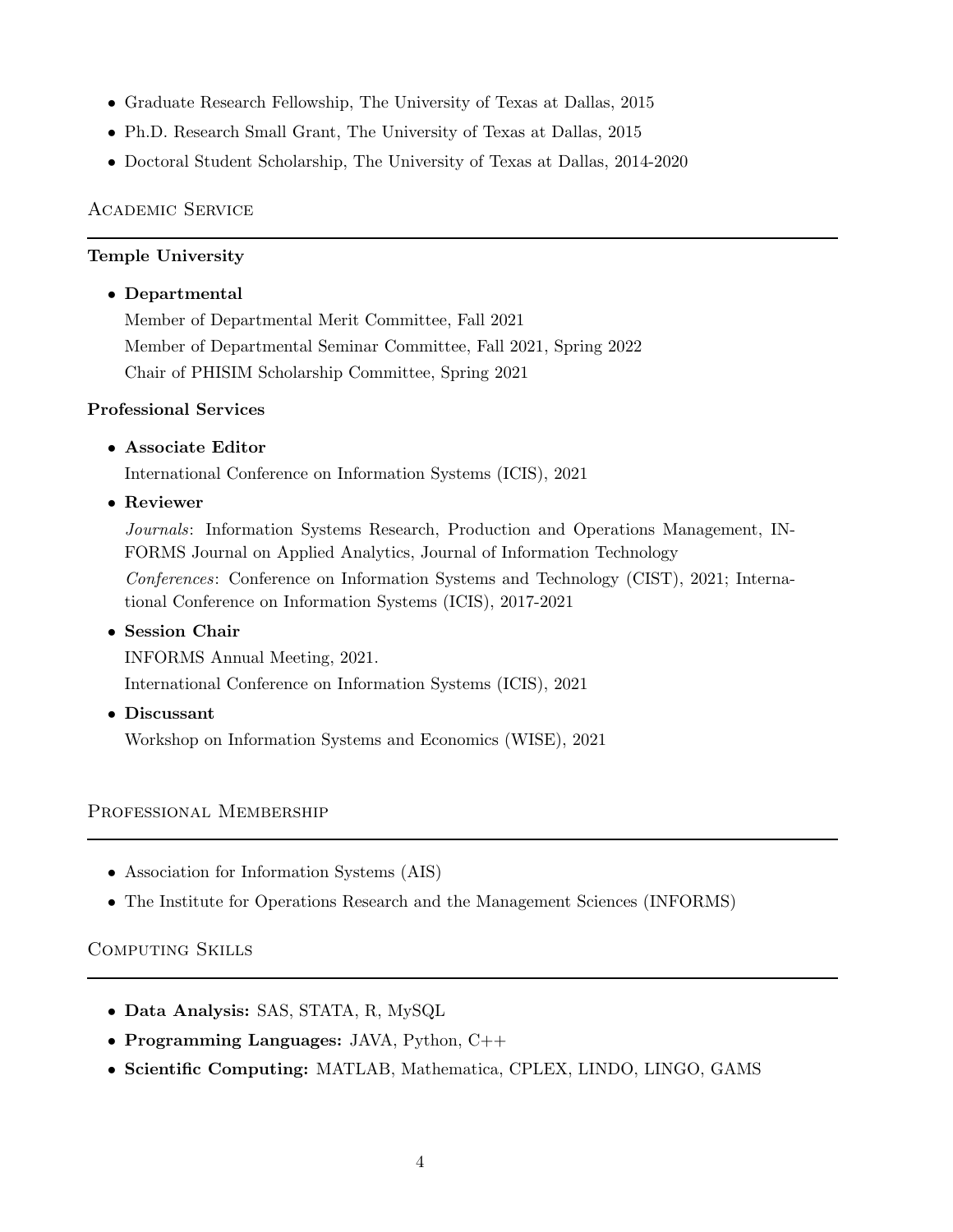- Graduate Research Fellowship, The University of Texas at Dallas, 2015
- Ph.D. Research Small Grant, The University of Texas at Dallas, 2015
- Doctoral Student Scholarship, The University of Texas at Dallas, 2014-2020

## Academic Service

**Temple University**

- **Departmental**
  Member of Departmental Merit Committee, Fall 2021
  Member of Departmental Seminar Committee, Fall 2021, Spring 2022
  Chair of PHISIM Scholarship Committee, Spring 2021

**Professional Services**

- **Associate Editor**
  International Conference on Information Systems (ICIS), 2021
- **Reviewer**
  *Journals*: Information Systems Research, Production and Operations Management, INFORMS Journal on Applied Analytics, Journal of Information Technology
  *Conferences*: Conference on Information Systems and Technology (CIST), 2021; International Conference on Information Systems (ICIS), 2017-2021
- **Session Chair**
  INFORMS Annual Meeting, 2021.
  International Conference on Information Systems (ICIS), 2021
- **Discussant**
  Workshop on Information Systems and Economics (WISE), 2021

## Professional Membership

- Association for Information Systems (AIS)
- The Institute for Operations Research and the Management Sciences (INFORMS)

## Computing Skills

- **Data Analysis:** SAS, STATA, R, MySQL
- **Programming Languages:** JAVA, Python, C++
- **Scientific Computing:** MATLAB, Mathematica, CPLEX, LINDO, LINGO, GAMS